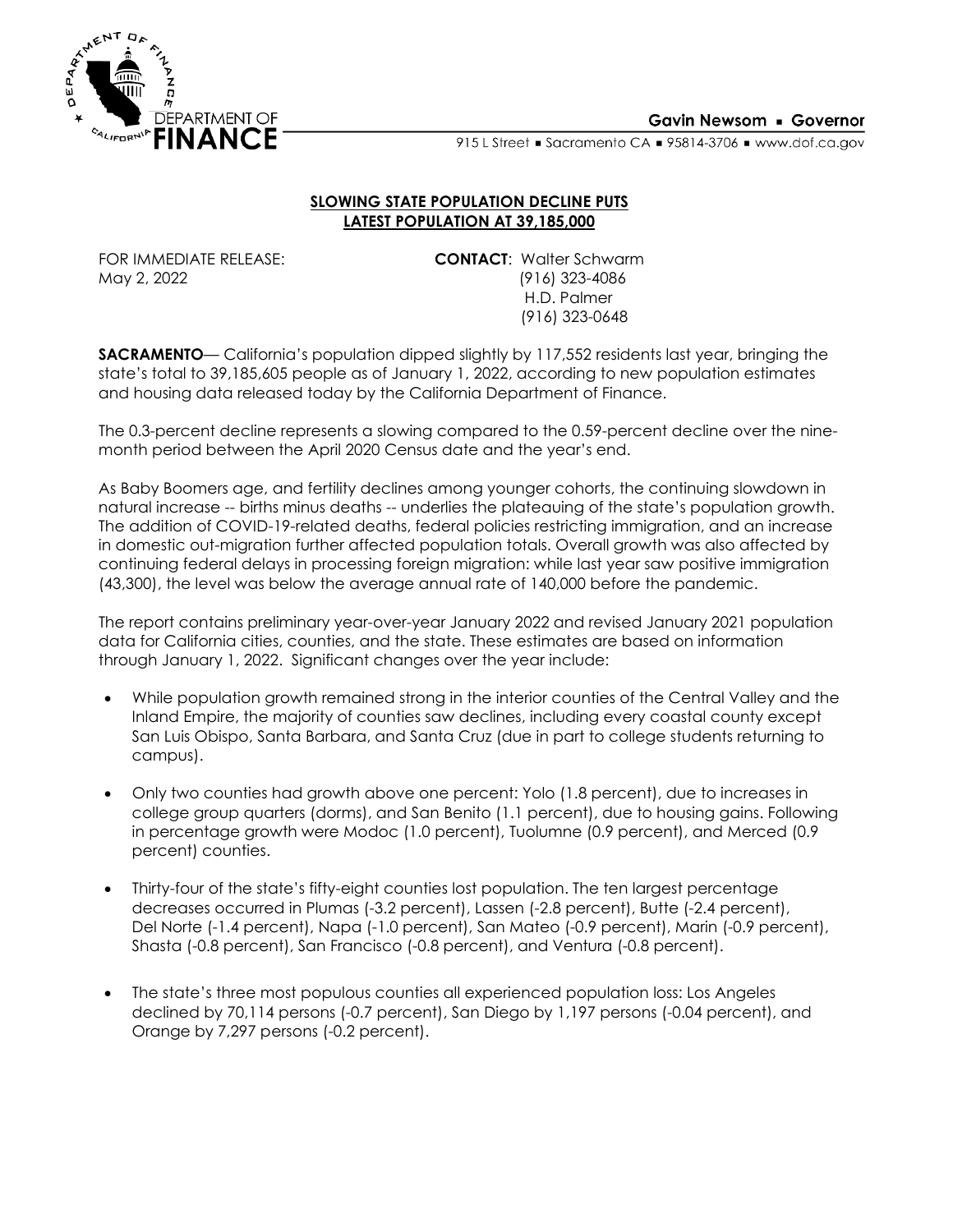DEPARTMENT OF FINANCE

**Gavin Newsom ▪ Governor**

915 L Street ▪ Sacramento CA ▪ 95814-3706 ▪ www.dof.ca.gov

## SLOWING STATE POPULATION DECLINE PUTS LATEST POPULATION AT 39,185,000

FOR IMMEDIATE RELEASE:
May 2, 2022

**CONTACT**: Walter Schwarm
(916) 323-4086
H.D. Palmer
(916) 323-0648

**SACRAMENTO**— California's population dipped slightly by 117,552 residents last year, bringing the state's total to 39,185,605 people as of January 1, 2022, according to new population estimates and housing data released today by the California Department of Finance.

The 0.3-percent decline represents a slowing compared to the 0.59-percent decline over the nine-month period between the April 2020 Census date and the year's end.

As Baby Boomers age, and fertility declines among younger cohorts, the continuing slowdown in natural increase -- births minus deaths -- underlies the plateauing of the state's population growth. The addition of COVID-19-related deaths, federal policies restricting immigration, and an increase in domestic out-migration further affected population totals. Overall growth was also affected by continuing federal delays in processing foreign migration: while last year saw positive immigration (43,300), the level was below the average annual rate of 140,000 before the pandemic.

The report contains preliminary year-over-year January 2022 and revised January 2021 population data for California cities, counties, and the state. These estimates are based on information through January 1, 2022. Significant changes over the year include:

- While population growth remained strong in the interior counties of the Central Valley and the Inland Empire, the majority of counties saw declines, including every coastal county except San Luis Obispo, Santa Barbara, and Santa Cruz (due in part to college students returning to campus).

- Only two counties had growth above one percent: Yolo (1.8 percent), due to increases in college group quarters (dorms), and San Benito (1.1 percent), due to housing gains. Following in percentage growth were Modoc (1.0 percent), Tuolumne (0.9 percent), and Merced (0.9 percent) counties.

- Thirty-four of the state's fifty-eight counties lost population. The ten largest percentage decreases occurred in Plumas (-3.2 percent), Lassen (-2.8 percent), Butte (-2.4 percent), Del Norte (-1.4 percent), Napa (-1.0 percent), San Mateo (-0.9 percent), Marin (-0.9 percent), Shasta (-0.8 percent), San Francisco (-0.8 percent), and Ventura (-0.8 percent).

- The state's three most populous counties all experienced population loss: Los Angeles declined by 70,114 persons (-0.7 percent), San Diego by 1,197 persons (-0.04 percent), and Orange by 7,297 persons (-0.2 percent).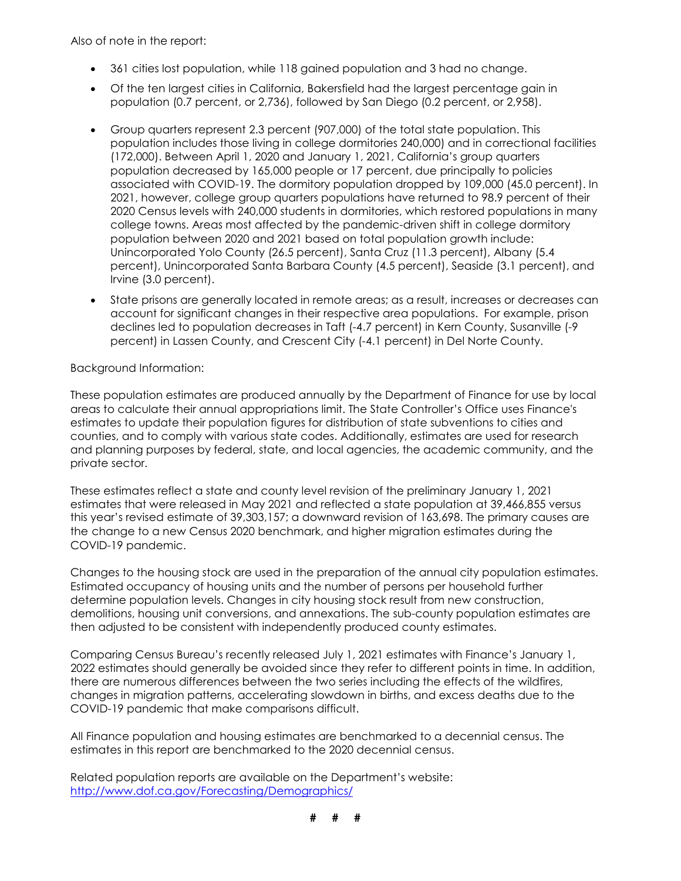Also of note in the report:

- 361 cities lost population, while 118 gained population and 3 had no change.
- Of the ten largest cities in California, Bakersfield had the largest percentage gain in population (0.7 percent, or 2,736), followed by San Diego (0.2 percent, or 2,958).
- Group quarters represent 2.3 percent (907,000) of the total state population. This population includes those living in college dormitories 240,000) and in correctional facilities (172,000). Between April 1, 2020 and January 1, 2021, California's group quarters population decreased by 165,000 people or 17 percent, due principally to policies associated with COVID-19. The dormitory population dropped by 109,000 (45.0 percent). In 2021, however, college group quarters populations have returned to 98.9 percent of their 2020 Census levels with 240,000 students in dormitories, which restored populations in many college towns. Areas most affected by the pandemic-driven shift in college dormitory population between 2020 and 2021 based on total population growth include: Unincorporated Yolo County (26.5 percent), Santa Cruz (11.3 percent), Albany (5.4 percent), Unincorporated Santa Barbara County (4.5 percent), Seaside (3.1 percent), and Irvine (3.0 percent).
- State prisons are generally located in remote areas; as a result, increases or decreases can account for significant changes in their respective area populations. For example, prison declines led to population decreases in Taft (-4.7 percent) in Kern County, Susanville (-9 percent) in Lassen County, and Crescent City (-4.1 percent) in Del Norte County.

Background Information:

These population estimates are produced annually by the Department of Finance for use by local areas to calculate their annual appropriations limit. The State Controller's Office uses Finance's estimates to update their population figures for distribution of state subventions to cities and counties, and to comply with various state codes. Additionally, estimates are used for research and planning purposes by federal, state, and local agencies, the academic community, and the private sector.

These estimates reflect a state and county level revision of the preliminary January 1, 2021 estimates that were released in May 2021 and reflected a state population at 39,466,855 versus this year's revised estimate of 39,303,157; a downward revision of 163,698. The primary causes are the change to a new Census 2020 benchmark, and higher migration estimates during the COVID-19 pandemic.

Changes to the housing stock are used in the preparation of the annual city population estimates. Estimated occupancy of housing units and the number of persons per household further determine population levels. Changes in city housing stock result from new construction, demolitions, housing unit conversions, and annexations. The sub-county population estimates are then adjusted to be consistent with independently produced county estimates.

Comparing Census Bureau's recently released July 1, 2021 estimates with Finance's January 1, 2022 estimates should generally be avoided since they refer to different points in time. In addition, there are numerous differences between the two series including the effects of the wildfires, changes in migration patterns, accelerating slowdown in births, and excess deaths due to the COVID-19 pandemic that make comparisons difficult.

All Finance population and housing estimates are benchmarked to a decennial census. The estimates in this report are benchmarked to the 2020 decennial census.

Related population reports are available on the Department's website:
[http://www.dof.ca.gov/Forecasting/Demographics/](http://www.dof.ca.gov/Forecasting/Demographics/)

# # #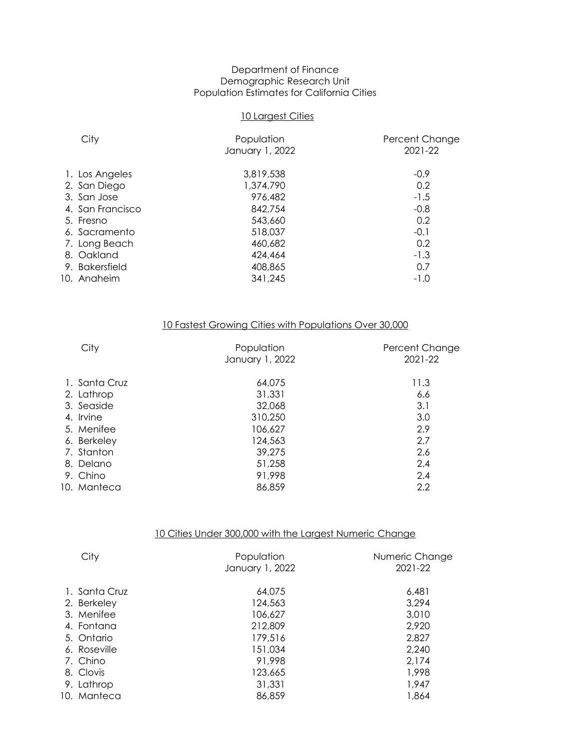Department of Finance
Demographic Research Unit
Population Estimates for California Cities

## 10 Largest Cities

| City | Population January 1, 2022 | Percent Change 2021-22 |
|---|---|---|
| 1. Los Angeles | 3,819,538 | -0.9 |
| 2. San Diego | 1,374,790 | 0.2 |
| 3. San Jose | 976,482 | -1.5 |
| 4. San Francisco | 842,754 | -0.8 |
| 5. Fresno | 543,660 | 0.2 |
| 6. Sacramento | 518,037 | -0.1 |
| 7. Long Beach | 460,682 | 0.2 |
| 8. Oakland | 424,464 | -1.3 |
| 9. Bakersfield | 408,865 | 0.7 |
| 10. Anaheim | 341,245 | -1.0 |

## 10 Fastest Growing Cities with Populations Over 30,000

| City | Population January 1, 2022 | Percent Change 2021-22 |
|---|---|---|
| 1. Santa Cruz | 64,075 | 11.3 |
| 2. Lathrop | 31,331 | 6.6 |
| 3. Seaside | 32,068 | 3.1 |
| 4. Irvine | 310,250 | 3.0 |
| 5. Menifee | 106,627 | 2.9 |
| 6. Berkeley | 124,563 | 2.7 |
| 7. Stanton | 39,275 | 2.6 |
| 8. Delano | 51,258 | 2.4 |
| 9. Chino | 91,998 | 2.4 |
| 10. Manteca | 86,859 | 2.2 |

## 10 Cities Under 300,000 with the Largest Numeric Change

| City | Population January 1, 2022 | Numeric Change 2021-22 |
|---|---|---|
| 1. Santa Cruz | 64,075 | 6,481 |
| 2. Berkeley | 124,563 | 3,294 |
| 3. Menifee | 106,627 | 3,010 |
| 4. Fontana | 212,809 | 2,920 |
| 5. Ontario | 179,516 | 2,827 |
| 6. Roseville | 151,034 | 2,240 |
| 7. Chino | 91,998 | 2,174 |
| 8. Clovis | 123,665 | 1,998 |
| 9. Lathrop | 31,331 | 1,947 |
| 10. Manteca | 86,859 | 1,864 |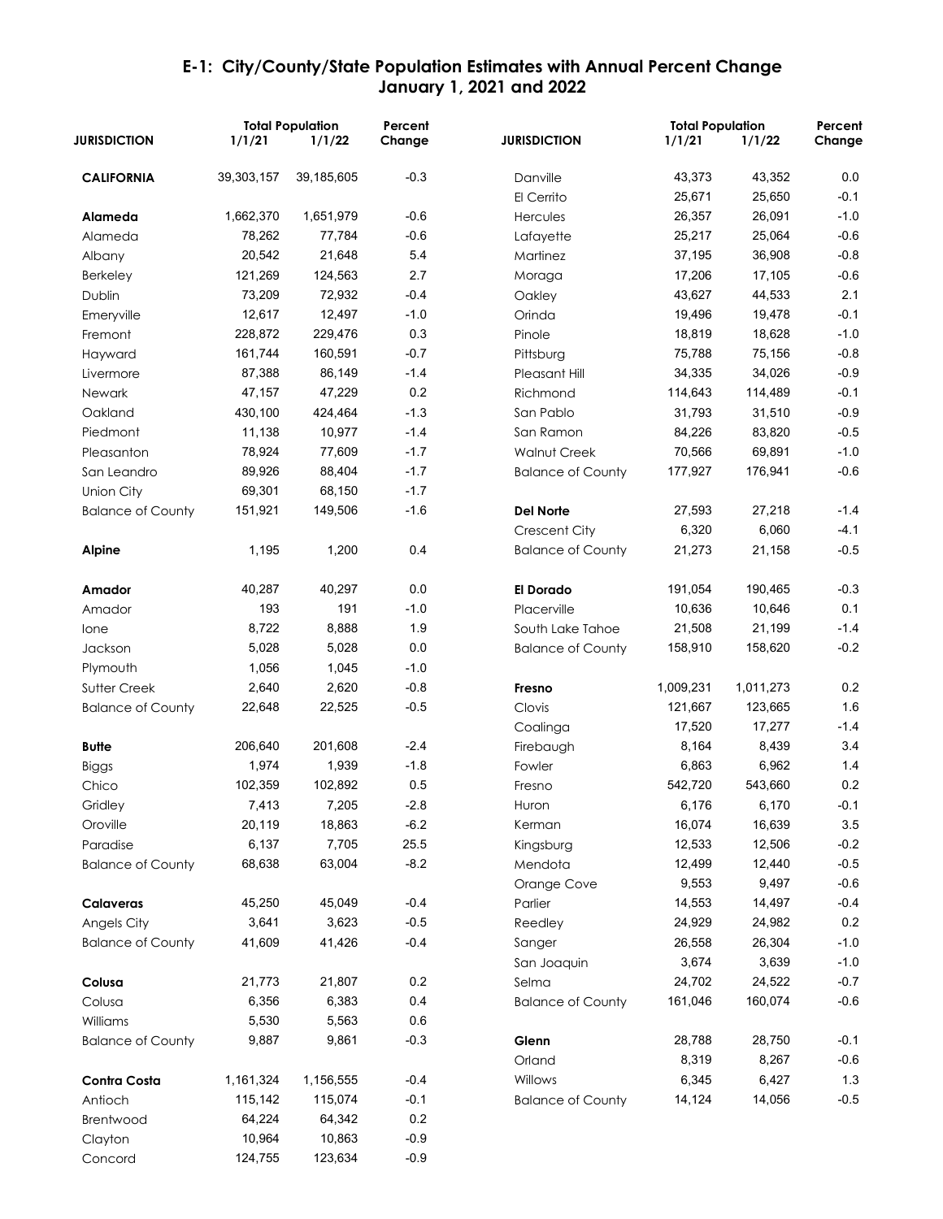# E-1: City/County/State Population Estimates with Annual Percent Change
## January 1, 2021 and 2022

| JURISDICTION | Total Population 1/1/21 | Total Population 1/1/22 | Percent Change |
|---|---|---|---|
| **CALIFORNIA** | 39,303,157 | 39,185,605 | -0.3 |
| | | | |
| **Alameda** | 1,662,370 | 1,651,979 | -0.6 |
| Alameda | 78,262 | 77,784 | -0.6 |
| Albany | 20,542 | 21,648 | 5.4 |
| Berkeley | 121,269 | 124,563 | 2.7 |
| Dublin | 73,209 | 72,932 | -0.4 |
| Emeryville | 12,617 | 12,497 | -1.0 |
| Fremont | 228,872 | 229,476 | 0.3 |
| Hayward | 161,744 | 160,591 | -0.7 |
| Livermore | 87,388 | 86,149 | -1.4 |
| Newark | 47,157 | 47,229 | 0.2 |
| Oakland | 430,100 | 424,464 | -1.3 |
| Piedmont | 11,138 | 10,977 | -1.4 |
| Pleasanton | 78,924 | 77,609 | -1.7 |
| San Leandro | 89,926 | 88,404 | -1.7 |
| Union City | 69,301 | 68,150 | -1.7 |
| Balance of County | 151,921 | 149,506 | -1.6 |
| | | | |
| **Alpine** | 1,195 | 1,200 | 0.4 |
| | | | |
| **Amador** | 40,287 | 40,297 | 0.0 |
| Amador | 193 | 191 | -1.0 |
| Ione | 8,722 | 8,888 | 1.9 |
| Jackson | 5,028 | 5,028 | 0.0 |
| Plymouth | 1,056 | 1,045 | -1.0 |
| Sutter Creek | 2,640 | 2,620 | -0.8 |
| Balance of County | 22,648 | 22,525 | -0.5 |
| | | | |
| **Butte** | 206,640 | 201,608 | -2.4 |
| Biggs | 1,974 | 1,939 | -1.8 |
| Chico | 102,359 | 102,892 | 0.5 |
| Gridley | 7,413 | 7,205 | -2.8 |
| Oroville | 20,119 | 18,863 | -6.2 |
| Paradise | 6,137 | 7,705 | 25.5 |
| Balance of County | 68,638 | 63,004 | -8.2 |
| | | | |
| **Calaveras** | 45,250 | 45,049 | -0.4 |
| Angels City | 3,641 | 3,623 | -0.5 |
| Balance of County | 41,609 | 41,426 | -0.4 |
| | | | |
| **Colusa** | 21,773 | 21,807 | 0.2 |
| Colusa | 6,356 | 6,383 | 0.4 |
| Williams | 5,530 | 5,563 | 0.6 |
| Balance of County | 9,887 | 9,861 | -0.3 |
| | | | |
| **Contra Costa** | 1,161,324 | 1,156,555 | -0.4 |
| Antioch | 115,142 | 115,074 | -0.1 |
| Brentwood | 64,224 | 64,342 | 0.2 |
| Clayton | 10,964 | 10,863 | -0.9 |
| Concord | 124,755 | 123,634 | -0.9 |
| Danville | 43,373 | 43,352 | 0.0 |
| El Cerrito | 25,671 | 25,650 | -0.1 |
| Hercules | 26,357 | 26,091 | -1.0 |
| Lafayette | 25,217 | 25,064 | -0.6 |
| Martinez | 37,195 | 36,908 | -0.8 |
| Moraga | 17,206 | 17,105 | -0.6 |
| Oakley | 43,627 | 44,533 | 2.1 |
| Orinda | 19,496 | 19,478 | -0.1 |
| Pinole | 18,819 | 18,628 | -1.0 |
| Pittsburg | 75,788 | 75,156 | -0.8 |
| Pleasant Hill | 34,335 | 34,026 | -0.9 |
| Richmond | 114,643 | 114,489 | -0.1 |
| San Pablo | 31,793 | 31,510 | -0.9 |
| San Ramon | 84,226 | 83,820 | -0.5 |
| Walnut Creek | 70,566 | 69,891 | -1.0 |
| Balance of County | 177,927 | 176,941 | -0.6 |
| | | | |
| **Del Norte** | 27,593 | 27,218 | -1.4 |
| Crescent City | 6,320 | 6,060 | -4.1 |
| Balance of County | 21,273 | 21,158 | -0.5 |
| | | | |
| **El Dorado** | 191,054 | 190,465 | -0.3 |
| Placerville | 10,636 | 10,646 | 0.1 |
| South Lake Tahoe | 21,508 | 21,199 | -1.4 |
| Balance of County | 158,910 | 158,620 | -0.2 |
| | | | |
| **Fresno** | 1,009,231 | 1,011,273 | 0.2 |
| Clovis | 121,667 | 123,665 | 1.6 |
| Coalinga | 17,520 | 17,277 | -1.4 |
| Firebaugh | 8,164 | 8,439 | 3.4 |
| Fowler | 6,863 | 6,962 | 1.4 |
| Fresno | 542,720 | 543,660 | 0.2 |
| Huron | 6,176 | 6,170 | -0.1 |
| Kerman | 16,074 | 16,639 | 3.5 |
| Kingsburg | 12,533 | 12,506 | -0.2 |
| Mendota | 12,499 | 12,440 | -0.5 |
| Orange Cove | 9,553 | 9,497 | -0.6 |
| Parlier | 14,553 | 14,497 | -0.4 |
| Reedley | 24,929 | 24,982 | 0.2 |
| Sanger | 26,558 | 26,304 | -1.0 |
| San Joaquin | 3,674 | 3,639 | -1.0 |
| Selma | 24,702 | 24,522 | -0.7 |
| Balance of County | 161,046 | 160,074 | -0.6 |
| | | | |
| **Glenn** | 28,788 | 28,750 | -0.1 |
| Orland | 8,319 | 8,267 | -0.6 |
| Willows | 6,345 | 6,427 | 1.3 |
| Balance of County | 14,124 | 14,056 | -0.5 |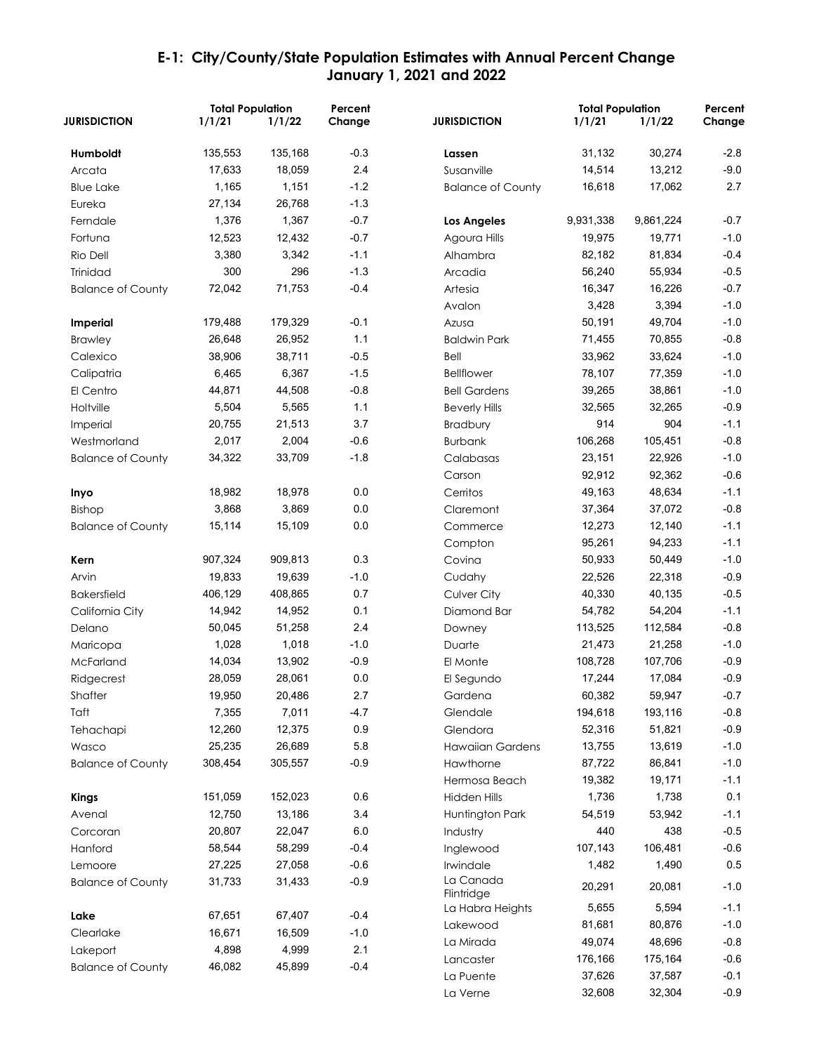## E-1: City/County/State Population Estimates with Annual Percent Change
## January 1, 2021 and 2022

| JURISDICTION | Total Population 1/1/21 | Total Population 1/1/22 | Percent Change |
|---|---|---|---|
| **Humboldt** | 135,553 | 135,168 | -0.3 |
| Arcata | 17,633 | 18,059 | 2.4 |
| Blue Lake | 1,165 | 1,151 | -1.2 |
| Eureka | 27,134 | 26,768 | -1.3 |
| Ferndale | 1,376 | 1,367 | -0.7 |
| Fortuna | 12,523 | 12,432 | -0.7 |
| Rio Dell | 3,380 | 3,342 | -1.1 |
| Trinidad | 300 | 296 | -1.3 |
| Balance of County | 72,042 | 71,753 | -0.4 |
| | | | |
| **Imperial** | 179,488 | 179,329 | -0.1 |
| Brawley | 26,648 | 26,952 | 1.1 |
| Calexico | 38,906 | 38,711 | -0.5 |
| Calipatria | 6,465 | 6,367 | -1.5 |
| El Centro | 44,871 | 44,508 | -0.8 |
| Holtville | 5,504 | 5,565 | 1.1 |
| Imperial | 20,755 | 21,513 | 3.7 |
| Westmorland | 2,017 | 2,004 | -0.6 |
| Balance of County | 34,322 | 33,709 | -1.8 |
| | | | |
| **Inyo** | 18,982 | 18,978 | 0.0 |
| Bishop | 3,868 | 3,869 | 0.0 |
| Balance of County | 15,114 | 15,109 | 0.0 |
| | | | |
| **Kern** | 907,324 | 909,813 | 0.3 |
| Arvin | 19,833 | 19,639 | -1.0 |
| Bakersfield | 406,129 | 408,865 | 0.7 |
| California City | 14,942 | 14,952 | 0.1 |
| Delano | 50,045 | 51,258 | 2.4 |
| Maricopa | 1,028 | 1,018 | -1.0 |
| McFarland | 14,034 | 13,902 | -0.9 |
| Ridgecrest | 28,059 | 28,061 | 0.0 |
| Shafter | 19,950 | 20,486 | 2.7 |
| Taft | 7,355 | 7,011 | -4.7 |
| Tehachapi | 12,260 | 12,375 | 0.9 |
| Wasco | 25,235 | 26,689 | 5.8 |
| Balance of County | 308,454 | 305,557 | -0.9 |
| | | | |
| **Kings** | 151,059 | 152,023 | 0.6 |
| Avenal | 12,750 | 13,186 | 3.4 |
| Corcoran | 20,807 | 22,047 | 6.0 |
| Hanford | 58,544 | 58,299 | -0.4 |
| Lemoore | 27,225 | 27,058 | -0.6 |
| Balance of County | 31,733 | 31,433 | -0.9 |
| | | | |
| **Lake** | 67,651 | 67,407 | -0.4 |
| Clearlake | 16,671 | 16,509 | -1.0 |
| Lakeport | 4,898 | 4,999 | 2.1 |
| Balance of County | 46,082 | 45,899 | -0.4 |
| | | | |
| **Lassen** | 31,132 | 30,274 | -2.8 |
| Susanville | 14,514 | 13,212 | -9.0 |
| Balance of County | 16,618 | 17,062 | 2.7 |
| | | | |
| **Los Angeles** | 9,931,338 | 9,861,224 | -0.7 |
| Agoura Hills | 19,975 | 19,771 | -1.0 |
| Alhambra | 82,182 | 81,834 | -0.4 |
| Arcadia | 56,240 | 55,934 | -0.5 |
| Artesia | 16,347 | 16,226 | -0.7 |
| Avalon | 3,428 | 3,394 | -1.0 |
| Azusa | 50,191 | 49,704 | -1.0 |
| Baldwin Park | 71,455 | 70,855 | -0.8 |
| Bell | 33,962 | 33,624 | -1.0 |
| Bellflower | 78,107 | 77,359 | -1.0 |
| Bell Gardens | 39,265 | 38,861 | -1.0 |
| Beverly Hills | 32,565 | 32,265 | -0.9 |
| Bradbury | 914 | 904 | -1.1 |
| Burbank | 106,268 | 105,451 | -0.8 |
| Calabasas | 23,151 | 22,926 | -1.0 |
| Carson | 92,912 | 92,362 | -0.6 |
| Cerritos | 49,163 | 48,634 | -1.1 |
| Claremont | 37,364 | 37,072 | -0.8 |
| Commerce | 12,273 | 12,140 | -1.1 |
| Compton | 95,261 | 94,233 | -1.1 |
| Covina | 50,933 | 50,449 | -1.0 |
| Cudahy | 22,526 | 22,318 | -0.9 |
| Culver City | 40,330 | 40,135 | -0.5 |
| Diamond Bar | 54,782 | 54,204 | -1.1 |
| Downey | 113,525 | 112,584 | -0.8 |
| Duarte | 21,473 | 21,258 | -1.0 |
| El Monte | 108,728 | 107,706 | -0.9 |
| El Segundo | 17,244 | 17,084 | -0.9 |
| Gardena | 60,382 | 59,947 | -0.7 |
| Glendale | 194,618 | 193,116 | -0.8 |
| Glendora | 52,316 | 51,821 | -0.9 |
| Hawaiian Gardens | 13,755 | 13,619 | -1.0 |
| Hawthorne | 87,722 | 86,841 | -1.0 |
| Hermosa Beach | 19,382 | 19,171 | -1.1 |
| Hidden Hills | 1,736 | 1,738 | 0.1 |
| Huntington Park | 54,519 | 53,942 | -1.1 |
| Industry | 440 | 438 | -0.5 |
| Inglewood | 107,143 | 106,481 | -0.6 |
| Irwindale | 1,482 | 1,490 | 0.5 |
| La Canada Flintridge | 20,291 | 20,081 | -1.0 |
| La Habra Heights | 5,655 | 5,594 | -1.1 |
| Lakewood | 81,681 | 80,876 | -1.0 |
| La Mirada | 49,074 | 48,696 | -0.8 |
| Lancaster | 176,166 | 175,164 | -0.6 |
| La Puente | 37,626 | 37,587 | -0.1 |
| La Verne | 32,608 | 32,304 | -0.9 |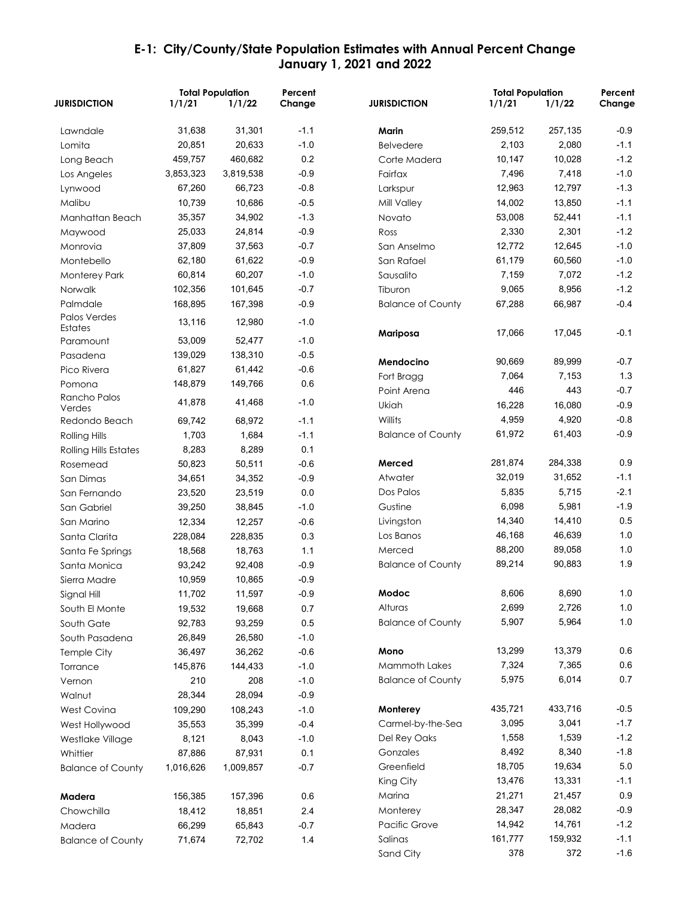## E-1: City/County/State Population Estimates with Annual Percent Change
## January 1, 2021 and 2022

| JURISDICTION | Total Population 1/1/21 | Total Population 1/1/22 | Percent Change |
|---|---|---|---|
| Lawndale | 31,638 | 31,301 | -1.1 |
| Lomita | 20,851 | 20,633 | -1.0 |
| Long Beach | 459,757 | 460,682 | 0.2 |
| Los Angeles | 3,853,323 | 3,819,538 | -0.9 |
| Lynwood | 67,260 | 66,723 | -0.8 |
| Malibu | 10,739 | 10,686 | -0.5 |
| Manhattan Beach | 35,357 | 34,902 | -1.3 |
| Maywood | 25,033 | 24,814 | -0.9 |
| Monrovia | 37,809 | 37,563 | -0.7 |
| Montebello | 62,180 | 61,622 | -0.9 |
| Monterey Park | 60,814 | 60,207 | -1.0 |
| Norwalk | 102,356 | 101,645 | -0.7 |
| Palmdale | 168,895 | 167,398 | -0.9 |
| Palos Verdes Estates | 13,116 | 12,980 | -1.0 |
| Paramount | 53,009 | 52,477 | -1.0 |
| Pasadena | 139,029 | 138,310 | -0.5 |
| Pico Rivera | 61,827 | 61,442 | -0.6 |
| Pomona | 148,879 | 149,766 | 0.6 |
| Rancho Palos Verdes | 41,878 | 41,468 | -1.0 |
| Redondo Beach | 69,742 | 68,972 | -1.1 |
| Rolling Hills | 1,703 | 1,684 | -1.1 |
| Rolling Hills Estates | 8,283 | 8,289 | 0.1 |
| Rosemead | 50,823 | 50,511 | -0.6 |
| San Dimas | 34,651 | 34,352 | -0.9 |
| San Fernando | 23,520 | 23,519 | 0.0 |
| San Gabriel | 39,250 | 38,845 | -1.0 |
| San Marino | 12,334 | 12,257 | -0.6 |
| Santa Clarita | 228,084 | 228,835 | 0.3 |
| Santa Fe Springs | 18,568 | 18,763 | 1.1 |
| Santa Monica | 93,242 | 92,408 | -0.9 |
| Sierra Madre | 10,959 | 10,865 | -0.9 |
| Signal Hill | 11,702 | 11,597 | -0.9 |
| South El Monte | 19,532 | 19,668 | 0.7 |
| South Gate | 92,783 | 93,259 | 0.5 |
| South Pasadena | 26,849 | 26,580 | -1.0 |
| Temple City | 36,497 | 36,262 | -0.6 |
| Torrance | 145,876 | 144,433 | -1.0 |
| Vernon | 210 | 208 | -1.0 |
| Walnut | 28,344 | 28,094 | -0.9 |
| West Covina | 109,290 | 108,243 | -1.0 |
| West Hollywood | 35,553 | 35,399 | -0.4 |
| Westlake Village | 8,121 | 8,043 | -1.0 |
| Whittier | 87,886 | 87,931 | 0.1 |
| Balance of County | 1,016,626 | 1,009,857 | -0.7 |
| | | | |
| **Madera** | 156,385 | 157,396 | 0.6 |
| Chowchilla | 18,412 | 18,851 | 2.4 |
| Madera | 66,299 | 65,843 | -0.7 |
| Balance of County | 71,674 | 72,702 | 1.4 |
| | | | |
| **Marin** | 259,512 | 257,135 | -0.9 |
| Belvedere | 2,103 | 2,080 | -1.1 |
| Corte Madera | 10,147 | 10,028 | -1.2 |
| Fairfax | 7,496 | 7,418 | -1.0 |
| Larkspur | 12,963 | 12,797 | -1.3 |
| Mill Valley | 14,002 | 13,850 | -1.1 |
| Novato | 53,008 | 52,441 | -1.1 |
| Ross | 2,330 | 2,301 | -1.2 |
| San Anselmo | 12,772 | 12,645 | -1.0 |
| San Rafael | 61,179 | 60,560 | -1.0 |
| Sausalito | 7,159 | 7,072 | -1.2 |
| Tiburon | 9,065 | 8,956 | -1.2 |
| Balance of County | 67,288 | 66,987 | -0.4 |
| | | | |
| **Mariposa** | 17,066 | 17,045 | -0.1 |
| | | | |
| **Mendocino** | 90,669 | 89,999 | -0.7 |
| Fort Bragg | 7,064 | 7,153 | 1.3 |
| Point Arena | 446 | 443 | -0.7 |
| Ukiah | 16,228 | 16,080 | -0.9 |
| Willits | 4,959 | 4,920 | -0.8 |
| Balance of County | 61,972 | 61,403 | -0.9 |
| | | | |
| **Merced** | 281,874 | 284,338 | 0.9 |
| Atwater | 32,019 | 31,652 | -1.1 |
| Dos Palos | 5,835 | 5,715 | -2.1 |
| Gustine | 6,098 | 5,981 | -1.9 |
| Livingston | 14,340 | 14,410 | 0.5 |
| Los Banos | 46,168 | 46,639 | 1.0 |
| Merced | 88,200 | 89,058 | 1.0 |
| Balance of County | 89,214 | 90,883 | 1.9 |
| | | | |
| **Modoc** | 8,606 | 8,690 | 1.0 |
| Alturas | 2,699 | 2,726 | 1.0 |
| Balance of County | 5,907 | 5,964 | 1.0 |
| | | | |
| **Mono** | 13,299 | 13,379 | 0.6 |
| Mammoth Lakes | 7,324 | 7,365 | 0.6 |
| Balance of County | 5,975 | 6,014 | 0.7 |
| | | | |
| **Monterey** | 435,721 | 433,716 | -0.5 |
| Carmel-by-the-Sea | 3,095 | 3,041 | -1.7 |
| Del Rey Oaks | 1,558 | 1,539 | -1.2 |
| Gonzales | 8,492 | 8,340 | -1.8 |
| Greenfield | 18,705 | 19,634 | 5.0 |
| King City | 13,476 | 13,331 | -1.1 |
| Marina | 21,271 | 21,457 | 0.9 |
| Monterey | 28,347 | 28,082 | -0.9 |
| Pacific Grove | 14,942 | 14,761 | -1.2 |
| Salinas | 161,777 | 159,932 | -1.1 |
| Sand City | 378 | 372 | -1.6 |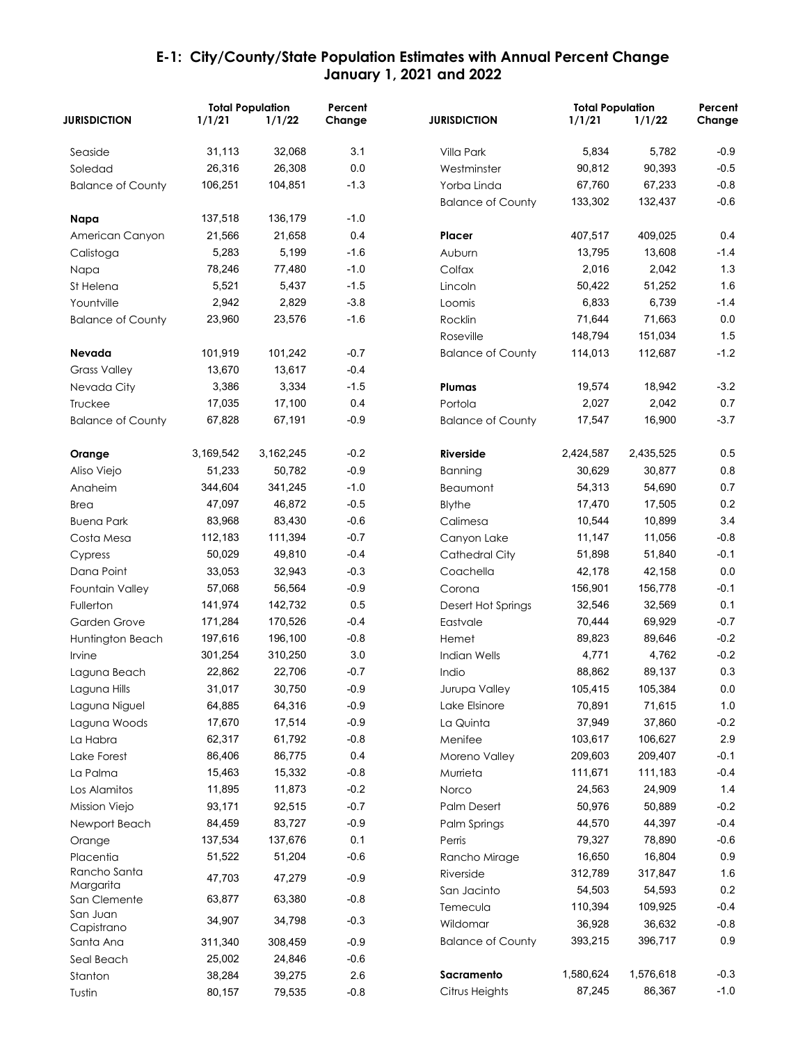# E-1: City/County/State Population Estimates with Annual Percent Change
## January 1, 2021 and 2022

| JURISDICTION | Total Population 1/1/21 | Total Population 1/1/22 | Percent Change |
|---|---|---|---|
| Seaside | 31,113 | 32,068 | 3.1 |
| Soledad | 26,316 | 26,308 | 0.0 |
| Balance of County | 106,251 | 104,851 | -1.3 |
| | | | |
| **Napa** | 137,518 | 136,179 | -1.0 |
| American Canyon | 21,566 | 21,658 | 0.4 |
| Calistoga | 5,283 | 5,199 | -1.6 |
| Napa | 78,246 | 77,480 | -1.0 |
| St Helena | 5,521 | 5,437 | -1.5 |
| Yountville | 2,942 | 2,829 | -3.8 |
| Balance of County | 23,960 | 23,576 | -1.6 |
| | | | |
| **Nevada** | 101,919 | 101,242 | -0.7 |
| Grass Valley | 13,670 | 13,617 | -0.4 |
| Nevada City | 3,386 | 3,334 | -1.5 |
| Truckee | 17,035 | 17,100 | 0.4 |
| Balance of County | 67,828 | 67,191 | -0.9 |
| | | | |
| **Orange** | 3,169,542 | 3,162,245 | -0.2 |
| Aliso Viejo | 51,233 | 50,782 | -0.9 |
| Anaheim | 344,604 | 341,245 | -1.0 |
| Brea | 47,097 | 46,872 | -0.5 |
| Buena Park | 83,968 | 83,430 | -0.6 |
| Costa Mesa | 112,183 | 111,394 | -0.7 |
| Cypress | 50,029 | 49,810 | -0.4 |
| Dana Point | 33,053 | 32,943 | -0.3 |
| Fountain Valley | 57,068 | 56,564 | -0.9 |
| Fullerton | 141,974 | 142,732 | 0.5 |
| Garden Grove | 171,284 | 170,526 | -0.4 |
| Huntington Beach | 197,616 | 196,100 | -0.8 |
| Irvine | 301,254 | 310,250 | 3.0 |
| Laguna Beach | 22,862 | 22,706 | -0.7 |
| Laguna Hills | 31,017 | 30,750 | -0.9 |
| Laguna Niguel | 64,885 | 64,316 | -0.9 |
| Laguna Woods | 17,670 | 17,514 | -0.9 |
| La Habra | 62,317 | 61,792 | -0.8 |
| Lake Forest | 86,406 | 86,775 | 0.4 |
| La Palma | 15,463 | 15,332 | -0.8 |
| Los Alamitos | 11,895 | 11,873 | -0.2 |
| Mission Viejo | 93,171 | 92,515 | -0.7 |
| Newport Beach | 84,459 | 83,727 | -0.9 |
| Orange | 137,534 | 137,676 | 0.1 |
| Placentia | 51,522 | 51,204 | -0.6 |
| Rancho Santa Margarita | 47,703 | 47,279 | -0.9 |
| San Clemente | 63,877 | 63,380 | -0.8 |
| San Juan Capistrano | 34,907 | 34,798 | -0.3 |
| Santa Ana | 311,340 | 308,459 | -0.9 |
| Seal Beach | 25,002 | 24,846 | -0.6 |
| Stanton | 38,284 | 39,275 | 2.6 |
| Tustin | 80,157 | 79,535 | -0.8 |
| Villa Park | 5,834 | 5,782 | -0.9 |
| Westminster | 90,812 | 90,393 | -0.5 |
| Yorba Linda | 67,760 | 67,233 | -0.8 |
| Balance of County | 133,302 | 132,437 | -0.6 |
| | | | |
| **Placer** | 407,517 | 409,025 | 0.4 |
| Auburn | 13,795 | 13,608 | -1.4 |
| Colfax | 2,016 | 2,042 | 1.3 |
| Lincoln | 50,422 | 51,252 | 1.6 |
| Loomis | 6,833 | 6,739 | -1.4 |
| Rocklin | 71,644 | 71,663 | 0.0 |
| Roseville | 148,794 | 151,034 | 1.5 |
| Balance of County | 114,013 | 112,687 | -1.2 |
| | | | |
| **Plumas** | 19,574 | 18,942 | -3.2 |
| Portola | 2,027 | 2,042 | 0.7 |
| Balance of County | 17,547 | 16,900 | -3.7 |
| | | | |
| **Riverside** | 2,424,587 | 2,435,525 | 0.5 |
| Banning | 30,629 | 30,877 | 0.8 |
| Beaumont | 54,313 | 54,690 | 0.7 |
| Blythe | 17,470 | 17,505 | 0.2 |
| Calimesa | 10,544 | 10,899 | 3.4 |
| Canyon Lake | 11,147 | 11,056 | -0.8 |
| Cathedral City | 51,898 | 51,840 | -0.1 |
| Coachella | 42,178 | 42,158 | 0.0 |
| Corona | 156,901 | 156,778 | -0.1 |
| Desert Hot Springs | 32,546 | 32,569 | 0.1 |
| Eastvale | 70,444 | 69,929 | -0.7 |
| Hemet | 89,823 | 89,646 | -0.2 |
| Indian Wells | 4,771 | 4,762 | -0.2 |
| Indio | 88,862 | 89,137 | 0.3 |
| Jurupa Valley | 105,415 | 105,384 | 0.0 |
| Lake Elsinore | 70,891 | 71,615 | 1.0 |
| La Quinta | 37,949 | 37,860 | -0.2 |
| Menifee | 103,617 | 106,627 | 2.9 |
| Moreno Valley | 209,603 | 209,407 | -0.1 |
| Murrieta | 111,671 | 111,183 | -0.4 |
| Norco | 24,563 | 24,909 | 1.4 |
| Palm Desert | 50,976 | 50,889 | -0.2 |
| Palm Springs | 44,570 | 44,397 | -0.4 |
| Perris | 79,327 | 78,890 | -0.6 |
| Rancho Mirage | 16,650 | 16,804 | 0.9 |
| Riverside | 312,789 | 317,847 | 1.6 |
| San Jacinto | 54,503 | 54,593 | 0.2 |
| Temecula | 110,394 | 109,925 | -0.4 |
| Wildomar | 36,928 | 36,632 | -0.8 |
| Balance of County | 393,215 | 396,717 | 0.9 |
| | | | |
| **Sacramento** | 1,580,624 | 1,576,618 | -0.3 |
| Citrus Heights | 87,245 | 86,367 | -1.0 |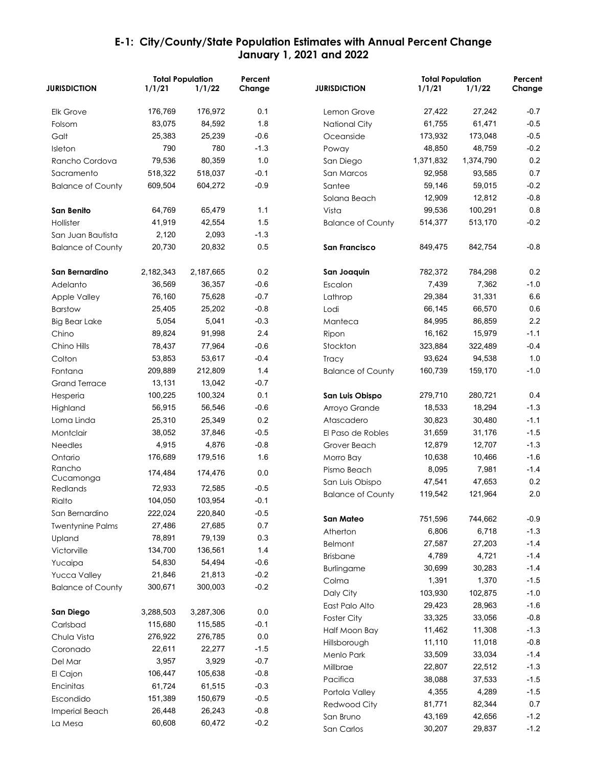# E-1: City/County/State Population Estimates with Annual Percent Change
## January 1, 2021 and 2022

| JURISDICTION | Total Population 1/1/21 | Total Population 1/1/22 | Percent Change |
|---|---|---|---|
| Elk Grove | 176,769 | 176,972 | 0.1 |
| Folsom | 83,075 | 84,592 | 1.8 |
| Galt | 25,383 | 25,239 | -0.6 |
| Isleton | 790 | 780 | -1.3 |
| Rancho Cordova | 79,536 | 80,359 | 1.0 |
| Sacramento | 518,322 | 518,037 | -0.1 |
| Balance of County | 609,504 | 604,272 | -0.9 |
| | | | |
| **San Benito** | 64,769 | 65,479 | 1.1 |
| Hollister | 41,919 | 42,554 | 1.5 |
| San Juan Bautista | 2,120 | 2,093 | -1.3 |
| Balance of County | 20,730 | 20,832 | 0.5 |
| | | | |
| **San Bernardino** | 2,182,343 | 2,187,665 | 0.2 |
| Adelanto | 36,569 | 36,357 | -0.6 |
| Apple Valley | 76,160 | 75,628 | -0.7 |
| Barstow | 25,405 | 25,202 | -0.8 |
| Big Bear Lake | 5,054 | 5,041 | -0.3 |
| Chino | 89,824 | 91,998 | 2.4 |
| Chino Hills | 78,437 | 77,964 | -0.6 |
| Colton | 53,853 | 53,617 | -0.4 |
| Fontana | 209,889 | 212,809 | 1.4 |
| Grand Terrace | 13,131 | 13,042 | -0.7 |
| Hesperia | 100,225 | 100,324 | 0.1 |
| Highland | 56,915 | 56,546 | -0.6 |
| Loma Linda | 25,310 | 25,349 | 0.2 |
| Montclair | 38,052 | 37,846 | -0.5 |
| Needles | 4,915 | 4,876 | -0.8 |
| Ontario | 176,689 | 179,516 | 1.6 |
| Rancho Cucamonga | 174,484 | 174,476 | 0.0 |
| Redlands | 72,933 | 72,585 | -0.5 |
| Rialto | 104,050 | 103,954 | -0.1 |
| San Bernardino | 222,024 | 220,840 | -0.5 |
| Twentynine Palms | 27,486 | 27,685 | 0.7 |
| Upland | 78,891 | 79,139 | 0.3 |
| Victorville | 134,700 | 136,561 | 1.4 |
| Yucaipa | 54,830 | 54,494 | -0.6 |
| Yucca Valley | 21,846 | 21,813 | -0.2 |
| Balance of County | 300,671 | 300,003 | -0.2 |
| | | | |
| **San Diego** | 3,288,503 | 3,287,306 | 0.0 |
| Carlsbad | 115,680 | 115,585 | -0.1 |
| Chula Vista | 276,922 | 276,785 | 0.0 |
| Coronado | 22,611 | 22,277 | -1.5 |
| Del Mar | 3,957 | 3,929 | -0.7 |
| El Cajon | 106,447 | 105,638 | -0.8 |
| Encinitas | 61,724 | 61,515 | -0.3 |
| Escondido | 151,389 | 150,679 | -0.5 |
| Imperial Beach | 26,448 | 26,243 | -0.8 |
| La Mesa | 60,608 | 60,472 | -0.2 |
| Lemon Grove | 27,422 | 27,242 | -0.7 |
| National City | 61,755 | 61,471 | -0.5 |
| Oceanside | 173,932 | 173,048 | -0.5 |
| Poway | 48,850 | 48,759 | -0.2 |
| San Diego | 1,371,832 | 1,374,790 | 0.2 |
| San Marcos | 92,958 | 93,585 | 0.7 |
| Santee | 59,146 | 59,015 | -0.2 |
| Solana Beach | 12,909 | 12,812 | -0.8 |
| Vista | 99,536 | 100,291 | 0.8 |
| Balance of County | 514,377 | 513,170 | -0.2 |
| | | | |
| **San Francisco** | 849,475 | 842,754 | -0.8 |
| | | | |
| **San Joaquin** | 782,372 | 784,298 | 0.2 |
| Escalon | 7,439 | 7,362 | -1.0 |
| Lathrop | 29,384 | 31,331 | 6.6 |
| Lodi | 66,145 | 66,570 | 0.6 |
| Manteca | 84,995 | 86,859 | 2.2 |
| Ripon | 16,162 | 15,979 | -1.1 |
| Stockton | 323,884 | 322,489 | -0.4 |
| Tracy | 93,624 | 94,538 | 1.0 |
| Balance of County | 160,739 | 159,170 | -1.0 |
| | | | |
| **San Luis Obispo** | 279,710 | 280,721 | 0.4 |
| Arroyo Grande | 18,533 | 18,294 | -1.3 |
| Atascadero | 30,823 | 30,480 | -1.1 |
| El Paso de Robles | 31,659 | 31,176 | -1.5 |
| Grover Beach | 12,879 | 12,707 | -1.3 |
| Morro Bay | 10,638 | 10,466 | -1.6 |
| Pismo Beach | 8,095 | 7,981 | -1.4 |
| San Luis Obispo | 47,541 | 47,653 | 0.2 |
| Balance of County | 119,542 | 121,964 | 2.0 |
| | | | |
| **San Mateo** | 751,596 | 744,662 | -0.9 |
| Atherton | 6,806 | 6,718 | -1.3 |
| Belmont | 27,587 | 27,203 | -1.4 |
| Brisbane | 4,789 | 4,721 | -1.4 |
| Burlingame | 30,699 | 30,283 | -1.4 |
| Colma | 1,391 | 1,370 | -1.5 |
| Daly City | 103,930 | 102,875 | -1.0 |
| East Palo Alto | 29,423 | 28,963 | -1.6 |
| Foster City | 33,325 | 33,056 | -0.8 |
| Half Moon Bay | 11,462 | 11,308 | -1.3 |
| Hillsborough | 11,110 | 11,018 | -0.8 |
| Menlo Park | 33,509 | 33,034 | -1.4 |
| Millbrae | 22,807 | 22,512 | -1.3 |
| Pacifica | 38,088 | 37,533 | -1.5 |
| Portola Valley | 4,355 | 4,289 | -1.5 |
| Redwood City | 81,771 | 82,344 | 0.7 |
| San Bruno | 43,169 | 42,656 | -1.2 |
| San Carlos | 30,207 | 29,837 | -1.2 |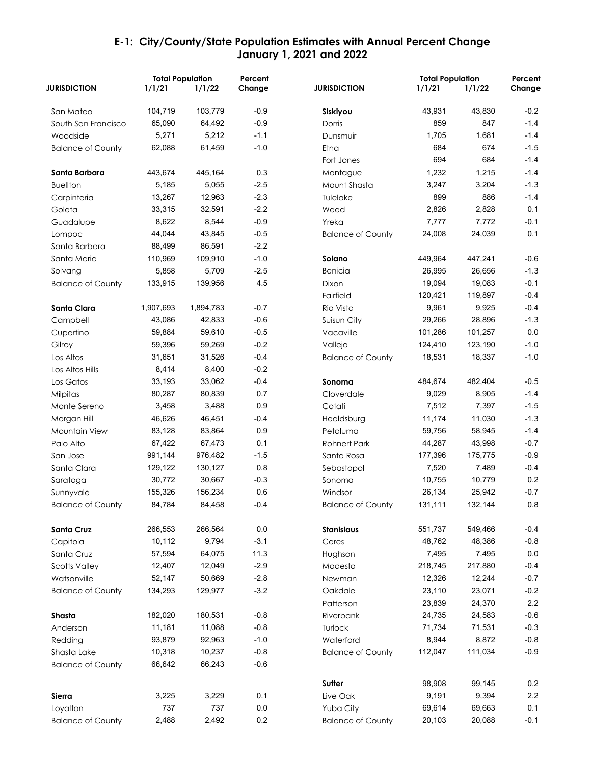# E-1: City/County/State Population Estimates with Annual Percent Change
## January 1, 2021 and 2022

| JURISDICTION | Total Population 1/1/21 | Total Population 1/1/22 | Percent Change |
|---|---|---|---|
| San Mateo | 104,719 | 103,779 | -0.9 |
| South San Francisco | 65,090 | 64,492 | -0.9 |
| Woodside | 5,271 | 5,212 | -1.1 |
| Balance of County | 62,088 | 61,459 | -1.0 |
| | | | |
| **Santa Barbara** | 443,674 | 445,164 | 0.3 |
| Buellton | 5,185 | 5,055 | -2.5 |
| Carpinteria | 13,267 | 12,963 | -2.3 |
| Goleta | 33,315 | 32,591 | -2.2 |
| Guadalupe | 8,622 | 8,544 | -0.9 |
| Lompoc | 44,044 | 43,845 | -0.5 |
| Santa Barbara | 88,499 | 86,591 | -2.2 |
| Santa Maria | 110,969 | 109,910 | -1.0 |
| Solvang | 5,858 | 5,709 | -2.5 |
| Balance of County | 133,915 | 139,956 | 4.5 |
| | | | |
| **Santa Clara** | 1,907,693 | 1,894,783 | -0.7 |
| Campbell | 43,086 | 42,833 | -0.6 |
| Cupertino | 59,884 | 59,610 | -0.5 |
| Gilroy | 59,396 | 59,269 | -0.2 |
| Los Altos | 31,651 | 31,526 | -0.4 |
| Los Altos Hills | 8,414 | 8,400 | -0.2 |
| Los Gatos | 33,193 | 33,062 | -0.4 |
| Milpitas | 80,287 | 80,839 | 0.7 |
| Monte Sereno | 3,458 | 3,488 | 0.9 |
| Morgan Hill | 46,626 | 46,451 | -0.4 |
| Mountain View | 83,128 | 83,864 | 0.9 |
| Palo Alto | 67,422 | 67,473 | 0.1 |
| San Jose | 991,144 | 976,482 | -1.5 |
| Santa Clara | 129,122 | 130,127 | 0.8 |
| Saratoga | 30,772 | 30,667 | -0.3 |
| Sunnyvale | 155,326 | 156,234 | 0.6 |
| Balance of County | 84,784 | 84,458 | -0.4 |
| | | | |
| **Santa Cruz** | 266,553 | 266,564 | 0.0 |
| Capitola | 10,112 | 9,794 | -3.1 |
| Santa Cruz | 57,594 | 64,075 | 11.3 |
| Scotts Valley | 12,407 | 12,049 | -2.9 |
| Watsonville | 52,147 | 50,669 | -2.8 |
| Balance of County | 134,293 | 129,977 | -3.2 |
| | | | |
| **Shasta** | 182,020 | 180,531 | -0.8 |
| Anderson | 11,181 | 11,088 | -0.8 |
| Redding | 93,879 | 92,963 | -1.0 |
| Shasta Lake | 10,318 | 10,237 | -0.8 |
| Balance of County | 66,642 | 66,243 | -0.6 |
| | | | |
| **Sierra** | 3,225 | 3,229 | 0.1 |
| Loyalton | 737 | 737 | 0.0 |
| Balance of County | 2,488 | 2,492 | 0.2 |
| | | | |
| **Siskiyou** | 43,931 | 43,830 | -0.2 |
| Dorris | 859 | 847 | -1.4 |
| Dunsmuir | 1,705 | 1,681 | -1.4 |
| Etna | 684 | 674 | -1.5 |
| Fort Jones | 694 | 684 | -1.4 |
| Montague | 1,232 | 1,215 | -1.4 |
| Mount Shasta | 3,247 | 3,204 | -1.3 |
| Tulelake | 899 | 886 | -1.4 |
| Weed | 2,826 | 2,828 | 0.1 |
| Yreka | 7,777 | 7,772 | -0.1 |
| Balance of County | 24,008 | 24,039 | 0.1 |
| | | | |
| **Solano** | 449,964 | 447,241 | -0.6 |
| Benicia | 26,995 | 26,656 | -1.3 |
| Dixon | 19,094 | 19,083 | -0.1 |
| Fairfield | 120,421 | 119,897 | -0.4 |
| Rio Vista | 9,961 | 9,925 | -0.4 |
| Suisun City | 29,266 | 28,896 | -1.3 |
| Vacaville | 101,286 | 101,257 | 0.0 |
| Vallejo | 124,410 | 123,190 | -1.0 |
| Balance of County | 18,531 | 18,337 | -1.0 |
| | | | |
| **Sonoma** | 484,674 | 482,404 | -0.5 |
| Cloverdale | 9,029 | 8,905 | -1.4 |
| Cotati | 7,512 | 7,397 | -1.5 |
| Healdsburg | 11,174 | 11,030 | -1.3 |
| Petaluma | 59,756 | 58,945 | -1.4 |
| Rohnert Park | 44,287 | 43,998 | -0.7 |
| Santa Rosa | 177,396 | 175,775 | -0.9 |
| Sebastopol | 7,520 | 7,489 | -0.4 |
| Sonoma | 10,755 | 10,779 | 0.2 |
| Windsor | 26,134 | 25,942 | -0.7 |
| Balance of County | 131,111 | 132,144 | 0.8 |
| | | | |
| **Stanislaus** | 551,737 | 549,466 | -0.4 |
| Ceres | 48,762 | 48,386 | -0.8 |
| Hughson | 7,495 | 7,495 | 0.0 |
| Modesto | 218,745 | 217,880 | -0.4 |
| Newman | 12,326 | 12,244 | -0.7 |
| Oakdale | 23,110 | 23,071 | -0.2 |
| Patterson | 23,839 | 24,370 | 2.2 |
| Riverbank | 24,735 | 24,583 | -0.6 |
| Turlock | 71,734 | 71,531 | -0.3 |
| Waterford | 8,944 | 8,872 | -0.8 |
| Balance of County | 112,047 | 111,034 | -0.9 |
| | | | |
| **Sutter** | 98,908 | 99,145 | 0.2 |
| Live Oak | 9,191 | 9,394 | 2.2 |
| Yuba City | 69,614 | 69,663 | 0.1 |
| Balance of County | 20,103 | 20,088 | -0.1 |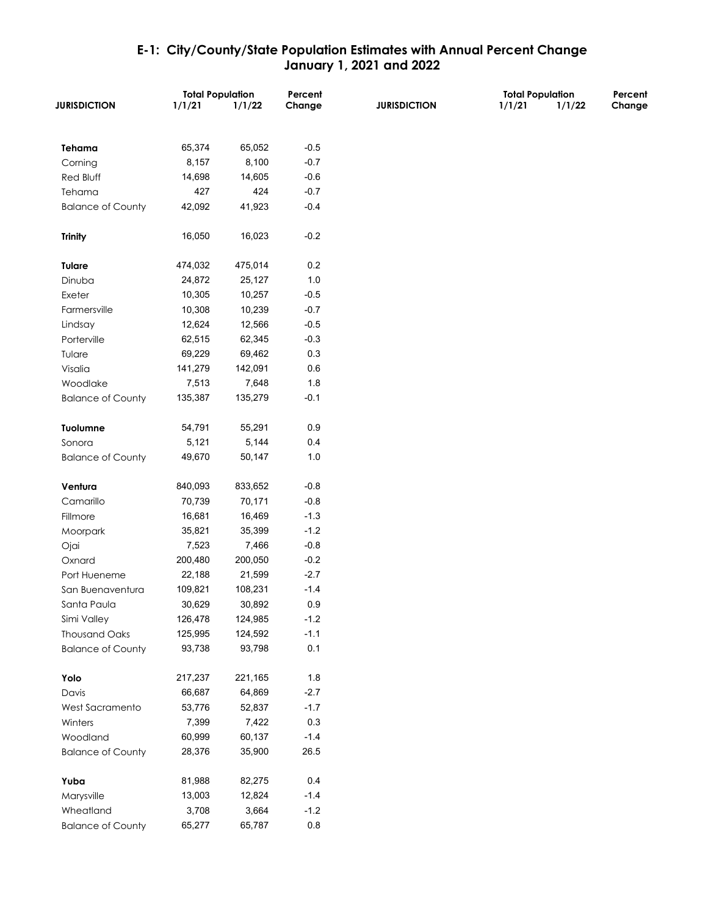# E-1: City/County/State Population Estimates with Annual Percent Change
## January 1, 2021 and 2022

| JURISDICTION | Total Population 1/1/21 | Total Population 1/1/22 | Percent Change |
|---|---|---|---|
| **Tehama** | 65,374 | 65,052 | -0.5 |
| Corning | 8,157 | 8,100 | -0.7 |
| Red Bluff | 14,698 | 14,605 | -0.6 |
| Tehama | 427 | 424 | -0.7 |
| Balance of County | 42,092 | 41,923 | -0.4 |
| | | | |
| **Trinity** | 16,050 | 16,023 | -0.2 |
| | | | |
| **Tulare** | 474,032 | 475,014 | 0.2 |
| Dinuba | 24,872 | 25,127 | 1.0 |
| Exeter | 10,305 | 10,257 | -0.5 |
| Farmersville | 10,308 | 10,239 | -0.7 |
| Lindsay | 12,624 | 12,566 | -0.5 |
| Porterville | 62,515 | 62,345 | -0.3 |
| Tulare | 69,229 | 69,462 | 0.3 |
| Visalia | 141,279 | 142,091 | 0.6 |
| Woodlake | 7,513 | 7,648 | 1.8 |
| Balance of County | 135,387 | 135,279 | -0.1 |
| | | | |
| **Tuolumne** | 54,791 | 55,291 | 0.9 |
| Sonora | 5,121 | 5,144 | 0.4 |
| Balance of County | 49,670 | 50,147 | 1.0 |
| | | | |
| **Ventura** | 840,093 | 833,652 | -0.8 |
| Camarillo | 70,739 | 70,171 | -0.8 |
| Fillmore | 16,681 | 16,469 | -1.3 |
| Moorpark | 35,821 | 35,399 | -1.2 |
| Ojai | 7,523 | 7,466 | -0.8 |
| Oxnard | 200,480 | 200,050 | -0.2 |
| Port Hueneme | 22,188 | 21,599 | -2.7 |
| San Buenaventura | 109,821 | 108,231 | -1.4 |
| Santa Paula | 30,629 | 30,892 | 0.9 |
| Simi Valley | 126,478 | 124,985 | -1.2 |
| Thousand Oaks | 125,995 | 124,592 | -1.1 |
| Balance of County | 93,738 | 93,798 | 0.1 |
| | | | |
| **Yolo** | 217,237 | 221,165 | 1.8 |
| Davis | 66,687 | 64,869 | -2.7 |
| West Sacramento | 53,776 | 52,837 | -1.7 |
| Winters | 7,399 | 7,422 | 0.3 |
| Woodland | 60,999 | 60,137 | -1.4 |
| Balance of County | 28,376 | 35,900 | 26.5 |
| | | | |
| **Yuba** | 81,988 | 82,275 | 0.4 |
| Marysville | 13,003 | 12,824 | -1.4 |
| Wheatland | 3,708 | 3,664 | -1.2 |
| Balance of County | 65,277 | 65,787 | 0.8 |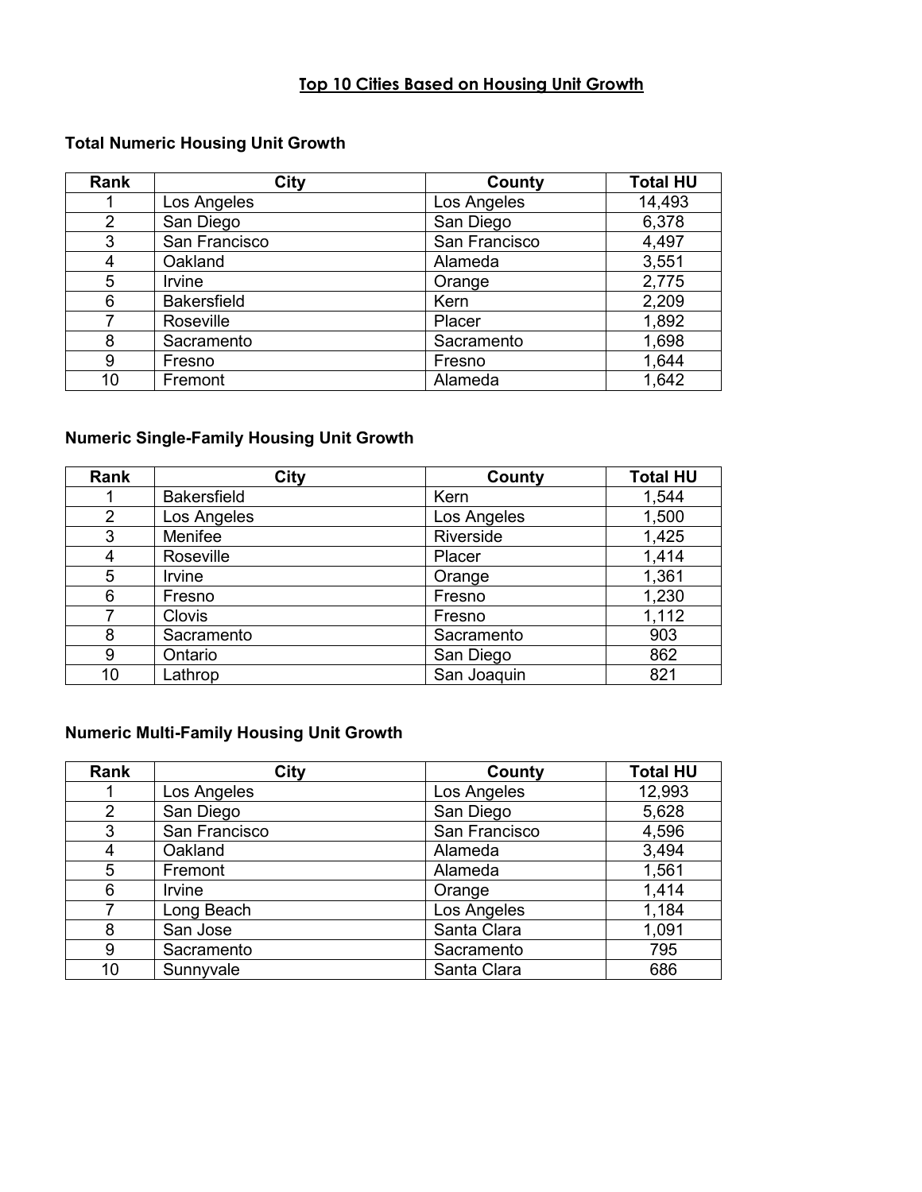# Top 10 Cities Based on Housing Unit Growth

### Total Numeric Housing Unit Growth

| Rank | City | County | Total HU |
|---|---|---|---|
| 1 | Los Angeles | Los Angeles | 14,493 |
| 2 | San Diego | San Diego | 6,378 |
| 3 | San Francisco | San Francisco | 4,497 |
| 4 | Oakland | Alameda | 3,551 |
| 5 | Irvine | Orange | 2,775 |
| 6 | Bakersfield | Kern | 2,209 |
| 7 | Roseville | Placer | 1,892 |
| 8 | Sacramento | Sacramento | 1,698 |
| 9 | Fresno | Fresno | 1,644 |
| 10 | Fremont | Alameda | 1,642 |

### Numeric Single-Family Housing Unit Growth

| Rank | City | County | Total HU |
|---|---|---|---|
| 1 | Bakersfield | Kern | 1,544 |
| 2 | Los Angeles | Los Angeles | 1,500 |
| 3 | Menifee | Riverside | 1,425 |
| 4 | Roseville | Placer | 1,414 |
| 5 | Irvine | Orange | 1,361 |
| 6 | Fresno | Fresno | 1,230 |
| 7 | Clovis | Fresno | 1,112 |
| 8 | Sacramento | Sacramento | 903 |
| 9 | Ontario | San Diego | 862 |
| 10 | Lathrop | San Joaquin | 821 |

### Numeric Multi-Family Housing Unit Growth

| Rank | City | County | Total HU |
|---|---|---|---|
| 1 | Los Angeles | Los Angeles | 12,993 |
| 2 | San Diego | San Diego | 5,628 |
| 3 | San Francisco | San Francisco | 4,596 |
| 4 | Oakland | Alameda | 3,494 |
| 5 | Fremont | Alameda | 1,561 |
| 6 | Irvine | Orange | 1,414 |
| 7 | Long Beach | Los Angeles | 1,184 |
| 8 | San Jose | Santa Clara | 1,091 |
| 9 | Sacramento | Sacramento | 795 |
| 10 | Sunnyvale | Santa Clara | 686 |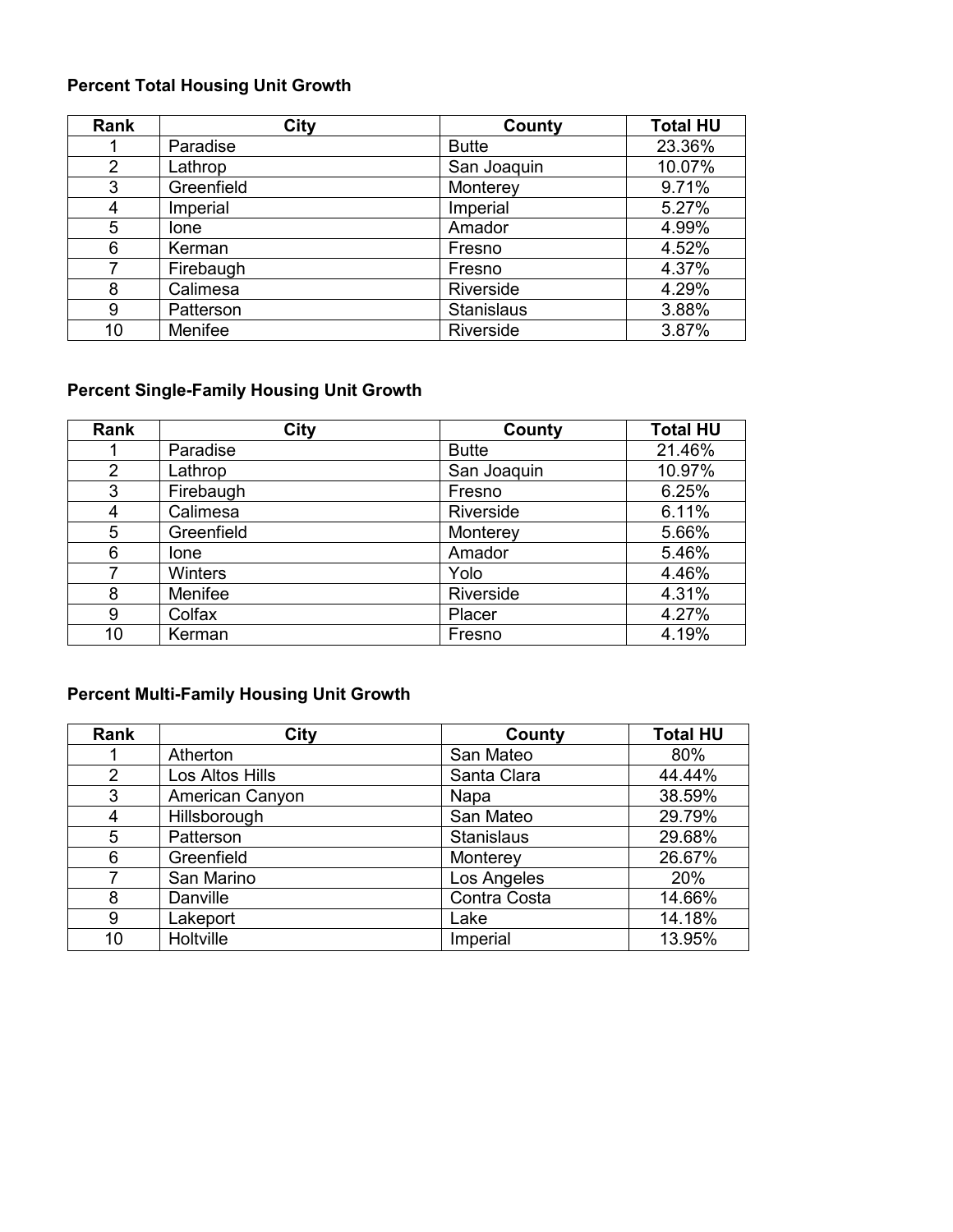**Percent Total Housing Unit Growth**

| Rank | City | County | Total HU |
|---|---|---|---|
| 1 | Paradise | Butte | 23.36% |
| 2 | Lathrop | San Joaquin | 10.07% |
| 3 | Greenfield | Monterey | 9.71% |
| 4 | Imperial | Imperial | 5.27% |
| 5 | Ione | Amador | 4.99% |
| 6 | Kerman | Fresno | 4.52% |
| 7 | Firebaugh | Fresno | 4.37% |
| 8 | Calimesa | Riverside | 4.29% |
| 9 | Patterson | Stanislaus | 3.88% |
| 10 | Menifee | Riverside | 3.87% |

**Percent Single-Family Housing Unit Growth**

| Rank | City | County | Total HU |
|---|---|---|---|
| 1 | Paradise | Butte | 21.46% |
| 2 | Lathrop | San Joaquin | 10.97% |
| 3 | Firebaugh | Fresno | 6.25% |
| 4 | Calimesa | Riverside | 6.11% |
| 5 | Greenfield | Monterey | 5.66% |
| 6 | Ione | Amador | 5.46% |
| 7 | Winters | Yolo | 4.46% |
| 8 | Menifee | Riverside | 4.31% |
| 9 | Colfax | Placer | 4.27% |
| 10 | Kerman | Fresno | 4.19% |

**Percent Multi-Family Housing Unit Growth**

| Rank | City | County | Total HU |
|---|---|---|---|
| 1 | Atherton | San Mateo | 80% |
| 2 | Los Altos Hills | Santa Clara | 44.44% |
| 3 | American Canyon | Napa | 38.59% |
| 4 | Hillsborough | San Mateo | 29.79% |
| 5 | Patterson | Stanislaus | 29.68% |
| 6 | Greenfield | Monterey | 26.67% |
| 7 | San Marino | Los Angeles | 20% |
| 8 | Danville | Contra Costa | 14.66% |
| 9 | Lakeport | Lake | 14.18% |
| 10 | Holtville | Imperial | 13.95% |